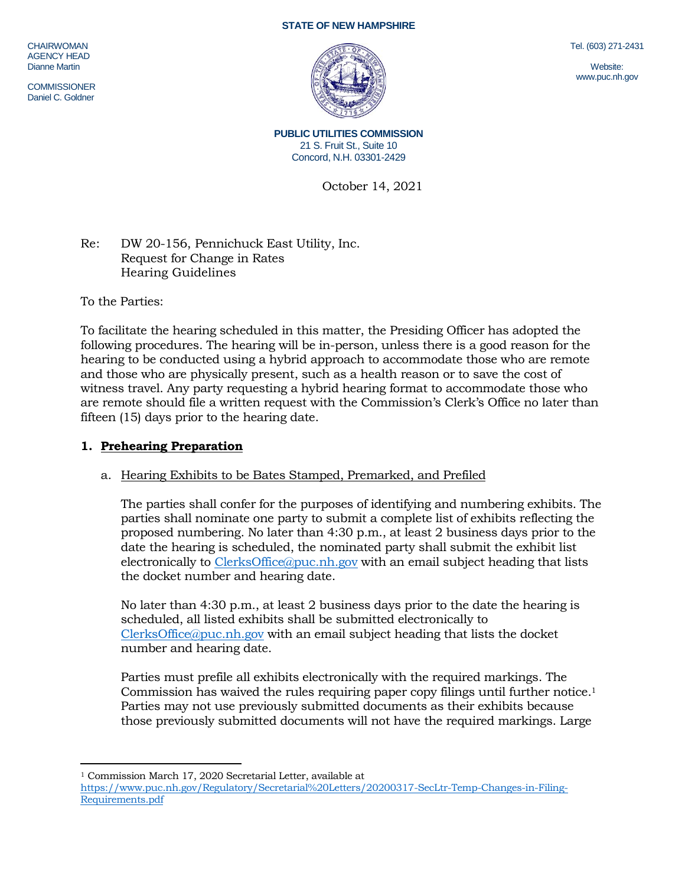**STATE OF NEW HAMPSHIRE**

CHAIRWOMAN
AGENCY HEAD
Dianne Martin

COMMISSIONER
Daniel C. Goldner

Tel. (603) 271-2431

Website:
www.puc.nh.gov

**PUBLIC UTILITIES COMMISSION**
21 S. Fruit St., Suite 10
Concord, N.H. 03301-2429

October 14, 2021

Re: DW 20-156, Pennichuck East Utility, Inc.
Request for Change in Rates
Hearing Guidelines

To the Parties:

To facilitate the hearing scheduled in this matter, the Presiding Officer has adopted the following procedures. The hearing will be in-person, unless there is a good reason for the hearing to be conducted using a hybrid approach to accommodate those who are remote and those who are physically present, such as a health reason or to save the cost of witness travel. Any party requesting a hybrid hearing format to accommodate those who are remote should file a written request with the Commission's Clerk's Office no later than fifteen (15) days prior to the hearing date.

**1. Prehearing Preparation**

a. Hearing Exhibits to be Bates Stamped, Premarked, and Prefiled

The parties shall confer for the purposes of identifying and numbering exhibits. The parties shall nominate one party to submit a complete list of exhibits reflecting the proposed numbering. No later than 4:30 p.m., at least 2 business days prior to the date the hearing is scheduled, the nominated party shall submit the exhibit list electronically to ClerksOffice@puc.nh.gov with an email subject heading that lists the docket number and hearing date.

No later than 4:30 p.m., at least 2 business days prior to the date the hearing is scheduled, all listed exhibits shall be submitted electronically to ClerksOffice@puc.nh.gov with an email subject heading that lists the docket number and hearing date.

Parties must prefile all exhibits electronically with the required markings. The Commission has waived the rules requiring paper copy filings until further notice.[1] Parties may not use previously submitted documents as their exhibits because those previously submitted documents will not have the required markings. Large

[1] Commission March 17, 2020 Secretarial Letter, available at https://www.puc.nh.gov/Regulatory/Secretarial%20Letters/20200317-SecLtr-Temp-Changes-in-Filing-Requirements.pdf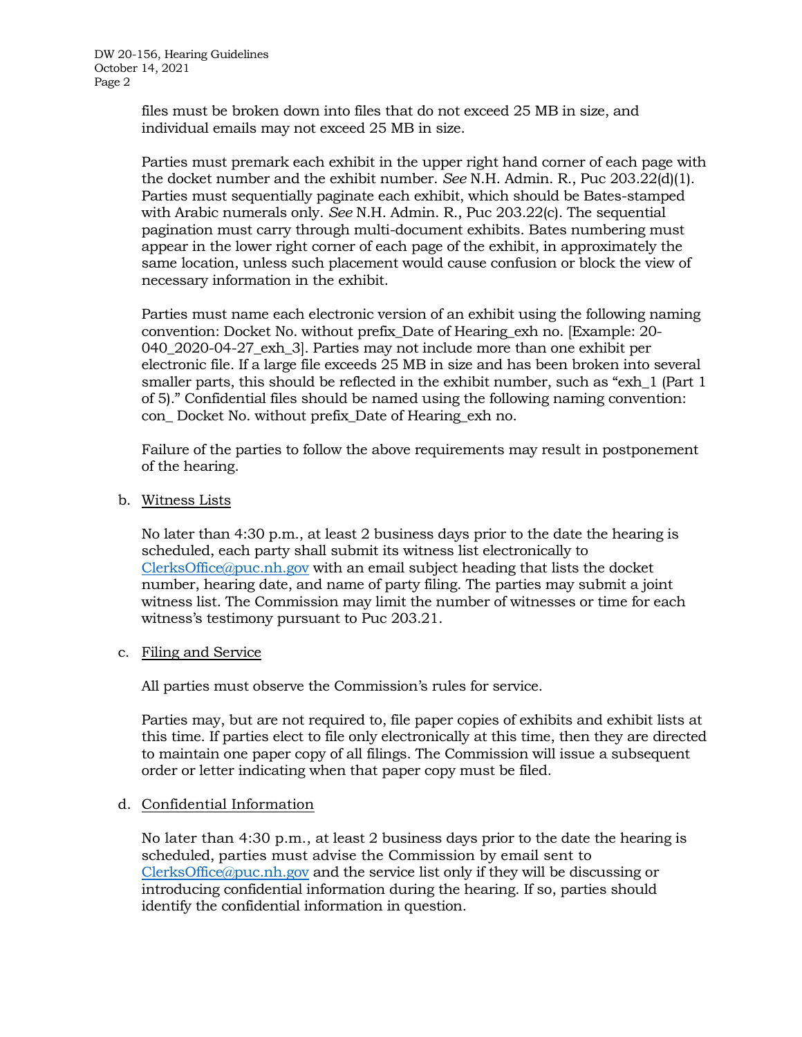files must be broken down into files that do not exceed 25 MB in size, and individual emails may not exceed 25 MB in size.

Parties must premark each exhibit in the upper right hand corner of each page with the docket number and the exhibit number. *See* N.H. Admin. R., Puc 203.22(d)(1). Parties must sequentially paginate each exhibit, which should be Bates-stamped with Arabic numerals only. *See* N.H. Admin. R., Puc 203.22(c). The sequential pagination must carry through multi-document exhibits. Bates numbering must appear in the lower right corner of each page of the exhibit, in approximately the same location, unless such placement would cause confusion or block the view of necessary information in the exhibit.

Parties must name each electronic version of an exhibit using the following naming convention: Docket No. without prefix_Date of Hearing_exh no. [Example: 20-040_2020-04-27_exh_3]. Parties may not include more than one exhibit per electronic file. If a large file exceeds 25 MB in size and has been broken into several smaller parts, this should be reflected in the exhibit number, such as "exh_1 (Part 1 of 5)." Confidential files should be named using the following naming convention: con_ Docket No. without prefix_Date of Hearing_exh no.

Failure of the parties to follow the above requirements may result in postponement of the hearing.

b. Witness Lists

No later than 4:30 p.m., at least 2 business days prior to the date the hearing is scheduled, each party shall submit its witness list electronically to ClerksOffice@puc.nh.gov with an email subject heading that lists the docket number, hearing date, and name of party filing. The parties may submit a joint witness list. The Commission may limit the number of witnesses or time for each witness's testimony pursuant to Puc 203.21.

c. Filing and Service

All parties must observe the Commission's rules for service.

Parties may, but are not required to, file paper copies of exhibits and exhibit lists at this time. If parties elect to file only electronically at this time, then they are directed to maintain one paper copy of all filings. The Commission will issue a subsequent order or letter indicating when that paper copy must be filed.

d. Confidential Information

No later than 4:30 p.m., at least 2 business days prior to the date the hearing is scheduled, parties must advise the Commission by email sent to ClerksOffice@puc.nh.gov and the service list only if they will be discussing or introducing confidential information during the hearing. If so, parties should identify the confidential information in question.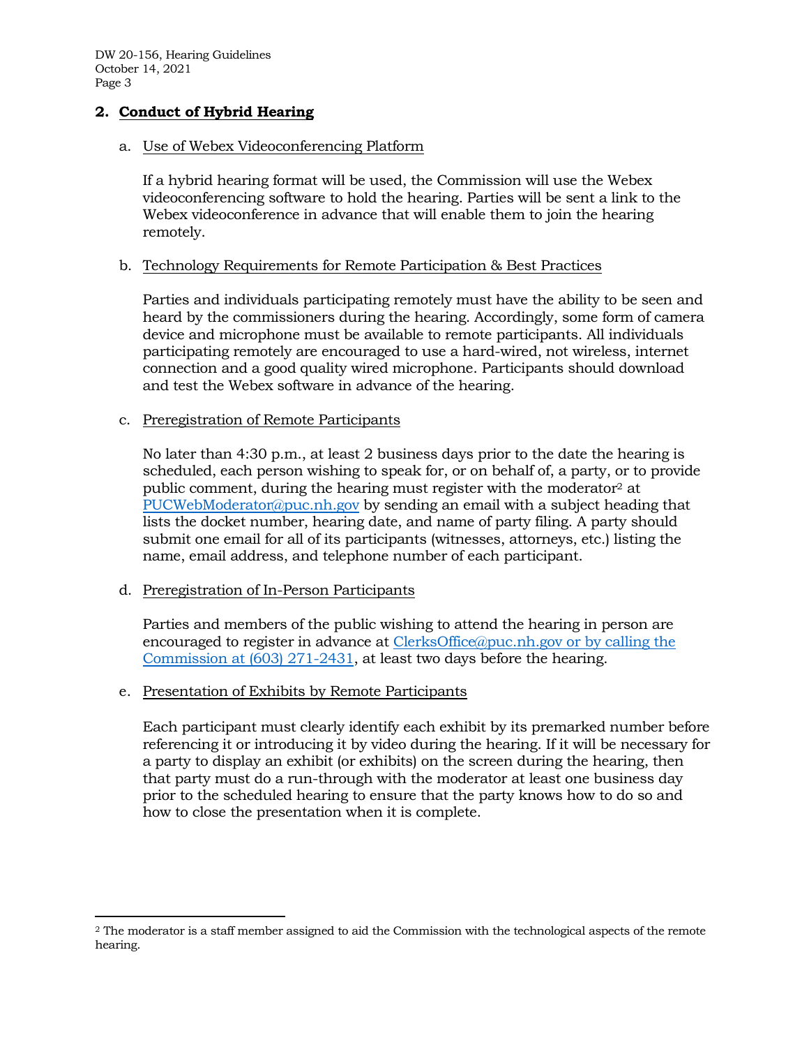## 2. Conduct of Hybrid Hearing

### a. Use of Webex Videoconferencing Platform

If a hybrid hearing format will be used, the Commission will use the Webex videoconferencing software to hold the hearing. Parties will be sent a link to the Webex videoconference in advance that will enable them to join the hearing remotely.

### b. Technology Requirements for Remote Participation & Best Practices

Parties and individuals participating remotely must have the ability to be seen and heard by the commissioners during the hearing. Accordingly, some form of camera device and microphone must be available to remote participants. All individuals participating remotely are encouraged to use a hard-wired, not wireless, internet connection and a good quality wired microphone. Participants should download and test the Webex software in advance of the hearing.

### c. Preregistration of Remote Participants

No later than 4:30 p.m., at least 2 business days prior to the date the hearing is scheduled, each person wishing to speak for, or on behalf of, a party, or to provide public comment, during the hearing must register with the moderator[2] at PUCWebModerator@puc.nh.gov by sending an email with a subject heading that lists the docket number, hearing date, and name of party filing. A party should submit one email for all of its participants (witnesses, attorneys, etc.) listing the name, email address, and telephone number of each participant.

### d. Preregistration of In-Person Participants

Parties and members of the public wishing to attend the hearing in person are encouraged to register in advance at ClerksOffice@puc.nh.gov or by calling the Commission at (603) 271-2431, at least two days before the hearing.

### e. Presentation of Exhibits by Remote Participants

Each participant must clearly identify each exhibit by its premarked number before referencing it or introducing it by video during the hearing. If it will be necessary for a party to display an exhibit (or exhibits) on the screen during the hearing, then that party must do a run-through with the moderator at least one business day prior to the scheduled hearing to ensure that the party knows how to do so and how to close the presentation when it is complete.

---

[2] The moderator is a staff member assigned to aid the Commission with the technological aspects of the remote hearing.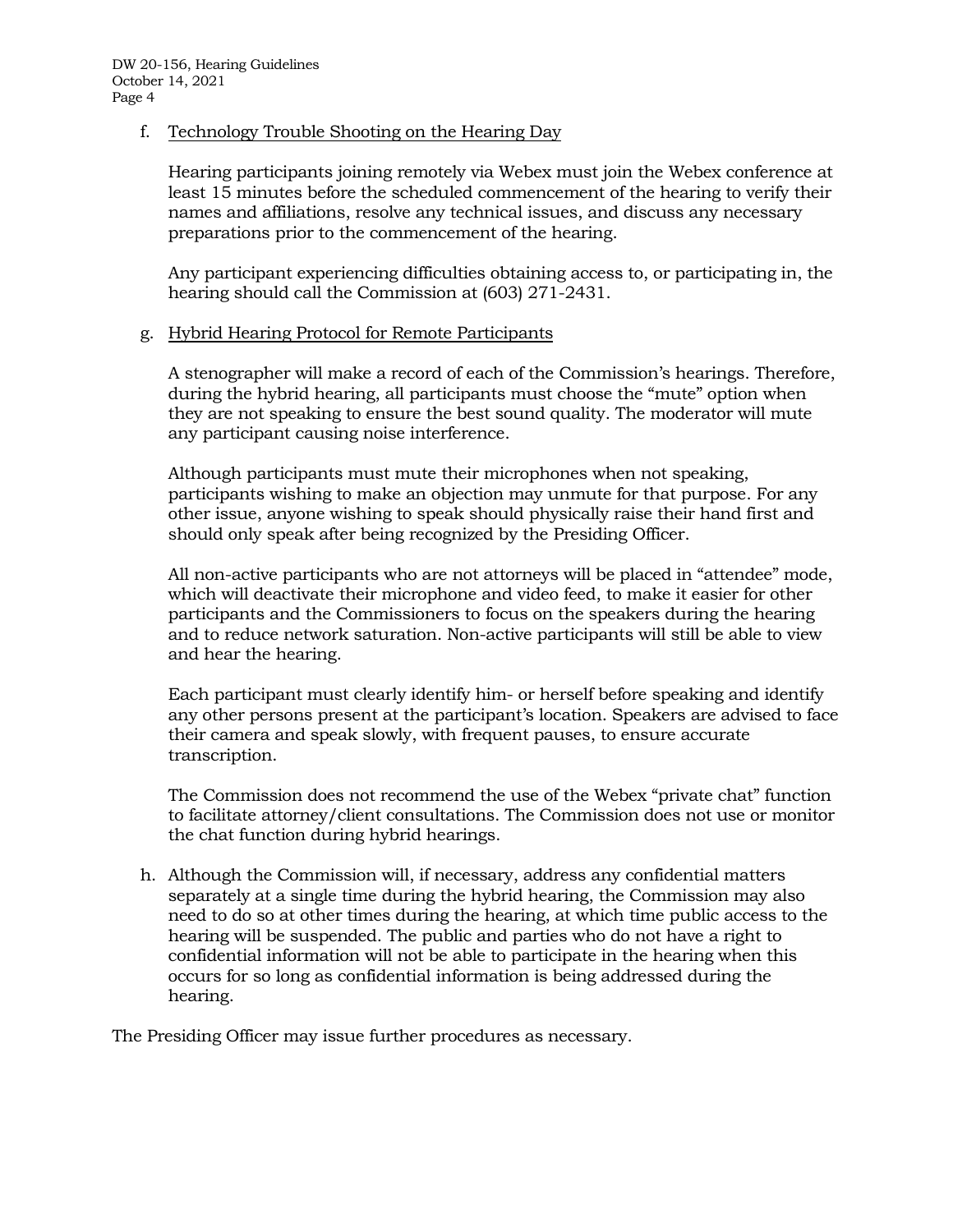f. Technology Trouble Shooting on the Hearing Day

Hearing participants joining remotely via Webex must join the Webex conference at least 15 minutes before the scheduled commencement of the hearing to verify their names and affiliations, resolve any technical issues, and discuss any necessary preparations prior to the commencement of the hearing.

Any participant experiencing difficulties obtaining access to, or participating in, the hearing should call the Commission at (603) 271-2431.

g. Hybrid Hearing Protocol for Remote Participants

A stenographer will make a record of each of the Commission's hearings. Therefore, during the hybrid hearing, all participants must choose the "mute" option when they are not speaking to ensure the best sound quality. The moderator will mute any participant causing noise interference.

Although participants must mute their microphones when not speaking, participants wishing to make an objection may unmute for that purpose. For any other issue, anyone wishing to speak should physically raise their hand first and should only speak after being recognized by the Presiding Officer.

All non-active participants who are not attorneys will be placed in "attendee" mode, which will deactivate their microphone and video feed, to make it easier for other participants and the Commissioners to focus on the speakers during the hearing and to reduce network saturation. Non-active participants will still be able to view and hear the hearing.

Each participant must clearly identify him- or herself before speaking and identify any other persons present at the participant's location. Speakers are advised to face their camera and speak slowly, with frequent pauses, to ensure accurate transcription.

The Commission does not recommend the use of the Webex "private chat" function to facilitate attorney/client consultations. The Commission does not use or monitor the chat function during hybrid hearings.

h. Although the Commission will, if necessary, address any confidential matters separately at a single time during the hybrid hearing, the Commission may also need to do so at other times during the hearing, at which time public access to the hearing will be suspended. The public and parties who do not have a right to confidential information will not be able to participate in the hearing when this occurs for so long as confidential information is being addressed during the hearing.

The Presiding Officer may issue further procedures as necessary.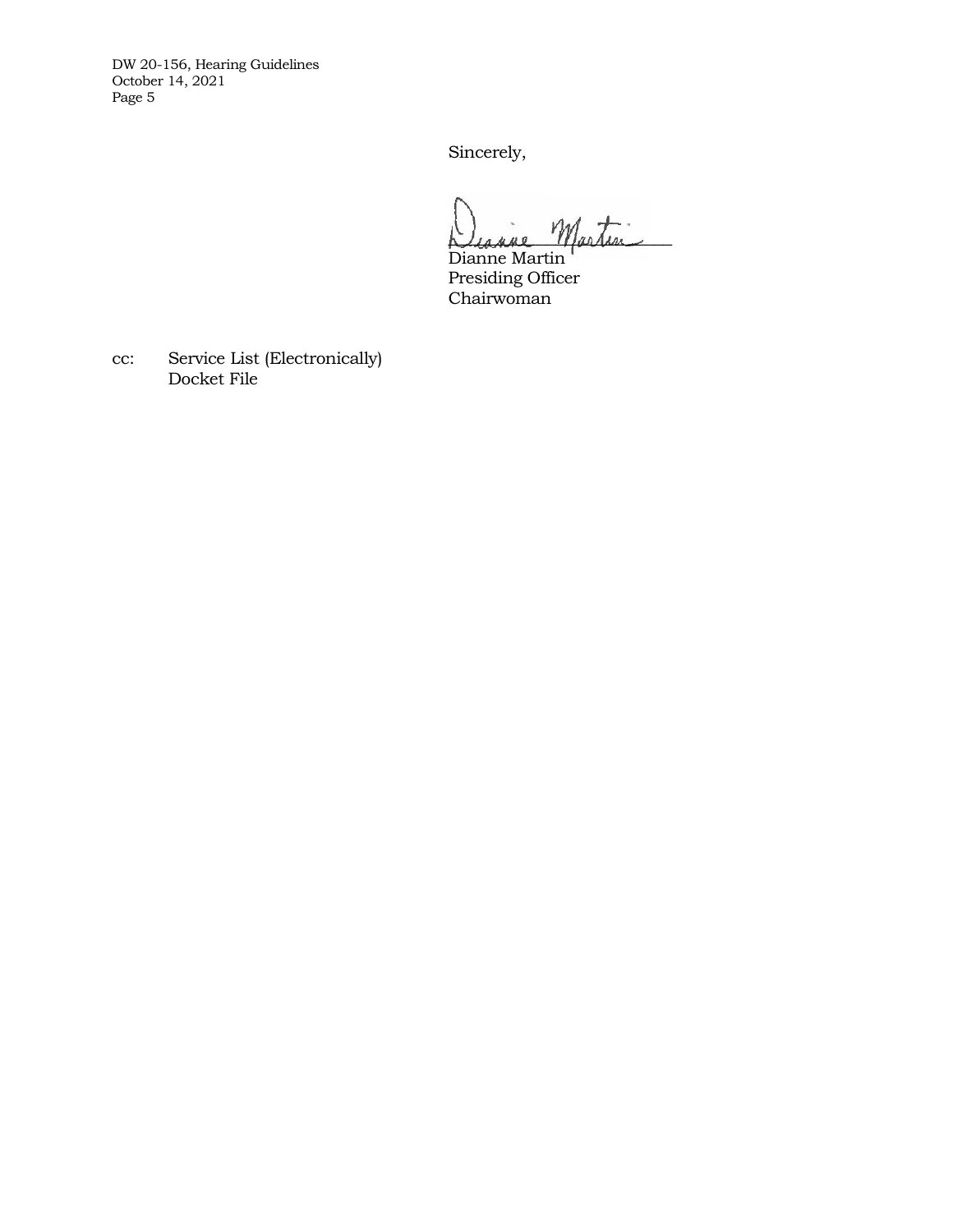Sincerely,

Dianne Martin
Presiding Officer
Chairwoman

cc: Service List (Electronically)
Docket File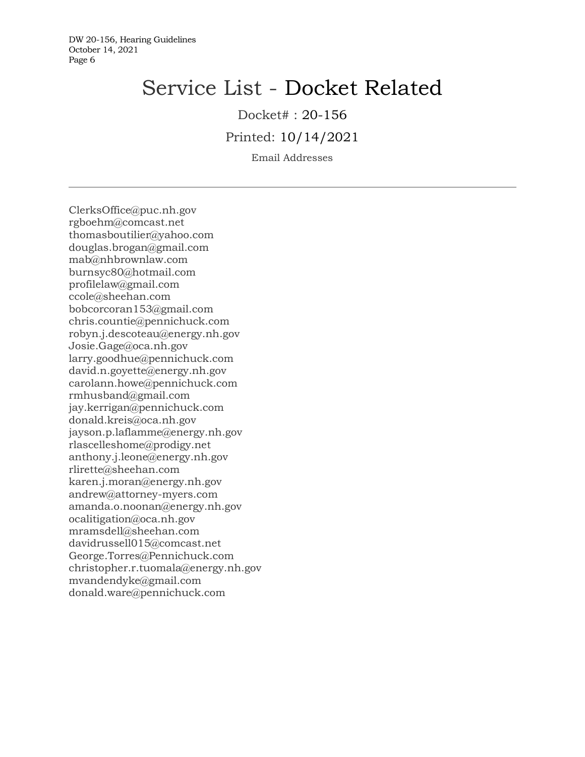# Service List - Docket Related

Docket# : 20-156

Printed: 10/14/2021

Email Addresses

---

ClerksOffice@puc.nh.gov
rgboehm@comcast.net
thomasboutilier@yahoo.com
douglas.brogan@gmail.com
mab@nhbrownlaw.com
burnsyc80@hotmail.com
profilelaw@gmail.com
ccole@sheehan.com
bobcorcoran153@gmail.com
chris.countie@pennichuck.com
robyn.j.descoteau@energy.nh.gov
Josie.Gage@oca.nh.gov
larry.goodhue@pennichuck.com
david.n.goyette@energy.nh.gov
carolann.howe@pennichuck.com
rmhusband@gmail.com
jay.kerrigan@pennichuck.com
donald.kreis@oca.nh.gov
jayson.p.laflamme@energy.nh.gov
rlascelleshome@prodigy.net
anthony.j.leone@energy.nh.gov
rlirette@sheehan.com
karen.j.moran@energy.nh.gov
andrew@attorney-myers.com
amanda.o.noonan@energy.nh.gov
ocalitigation@oca.nh.gov
mramsdell@sheehan.com
davidrussell015@comcast.net
George.Torres@Pennichuck.com
christopher.r.tuomala@energy.nh.gov
mvandendyke@gmail.com
donald.ware@pennichuck.com